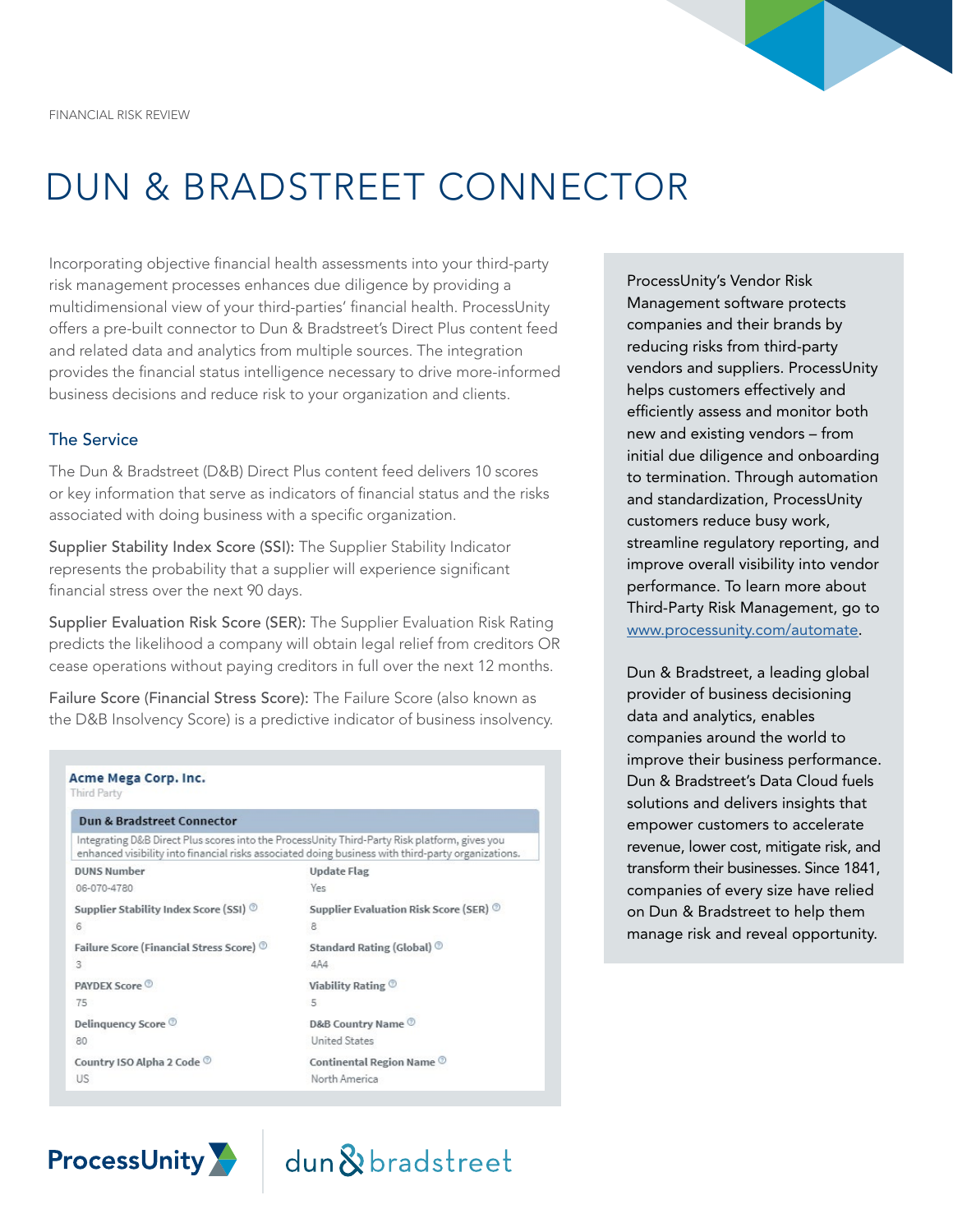FINANCIAL RISK REVIEW

# DUN & BRADSTREET CONNECTOR

Incorporating objective financial health assessments into your third-party risk management processes enhances due diligence by providing a multidimensional view of your third-parties' financial health. ProcessUnity offers a pre-built connector to Dun & Bradstreet's Direct Plus content feed and related data and analytics from multiple sources. The integration provides the financial status intelligence necessary to drive more-informed business decisions and reduce risk to your organization and clients.

## The Service

The Dun & Bradstreet (D&B) Direct Plus content feed delivers 10 scores or key information that serve as indicators of financial status and the risks associated with doing business with a specific organization.

Supplier Stability Index Score (SSI): The Supplier Stability Indicator represents the probability that a supplier will experience significant financial stress over the next 90 days.

Supplier Evaluation Risk Score (SER): The Supplier Evaluation Risk Rating predicts the likelihood a company will obtain legal relief from creditors OR cease operations without paying creditors in full over the next 12 months.

Failure Score (Financial Stress Score): The Failure Score (also known as the D&B Insolvency Score) is a predictive indicator of business insolvency.

**Acme Mega Corp. Inc.**
Third Party

**Dun & Bradstreet Connector**
Integrating D&B Direct Plus scores into the ProcessUnity Third-Party Risk platform, gives you enhanced visibility into financial risks associated doing business with third-party organizations.

| Field | Value | Field | Value |
|---|---|---|---|
| DUNS Number | 06-070-4780 | Update Flag | Yes |
| Supplier Stability Index Score (SSI) | 6 | Supplier Evaluation Risk Score (SER) | 8 |
| Failure Score (Financial Stress Score) | 3 | Standard Rating (Global) | 4A4 |
| PAYDEX Score | 75 | Viability Rating | 5 |
| Delinquency Score | 80 | D&B Country Name | United States |
| Country ISO Alpha 2 Code | US | Continental Region Name | North America |

ProcessUnity's Vendor Risk Management software protects companies and their brands by reducing risks from third-party vendors and suppliers. ProcessUnity helps customers effectively and efficiently assess and monitor both new and existing vendors – from initial due diligence and onboarding to termination. Through automation and standardization, ProcessUnity customers reduce busy work, streamline regulatory reporting, and improve overall visibility into vendor performance. To learn more about Third-Party Risk Management, go to www.processunity.com/automate.

Dun & Bradstreet, a leading global provider of business decisioning data and analytics, enables companies around the world to improve their business performance. Dun & Bradstreet's Data Cloud fuels solutions and delivers insights that empower customers to accelerate revenue, lower cost, mitigate risk, and transform their businesses. Since 1841, companies of every size have relied on Dun & Bradstreet to help them manage risk and reveal opportunity.

ProcessUnity | dun & bradstreet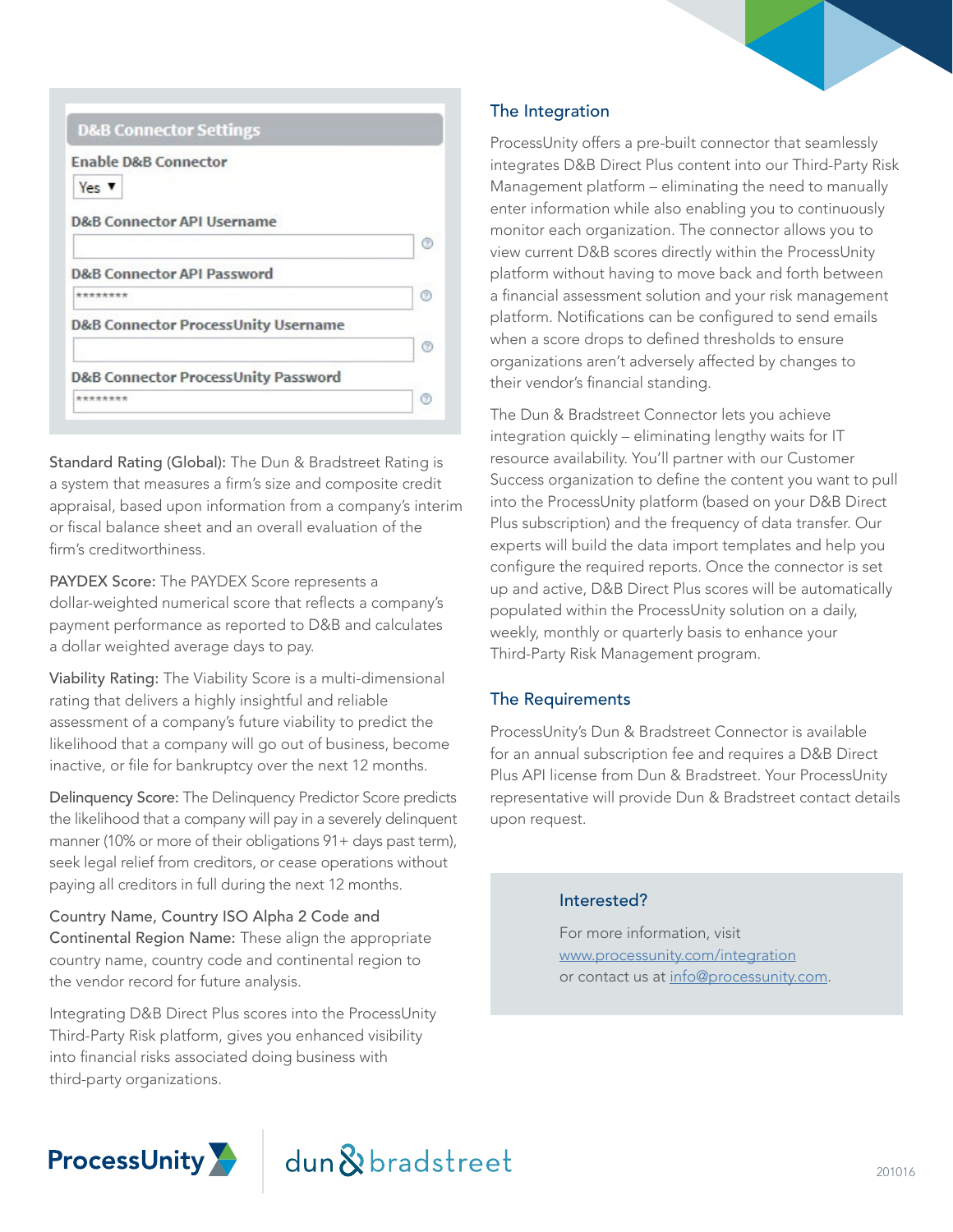**D&B Connector Settings**

Enable D&B Connector

Yes ▼

D&B Connector API Username

D&B Connector API Password

********

D&B Connector ProcessUnity Username

D&B Connector ProcessUnity Password

********

Standard Rating (Global): The Dun & Bradstreet Rating is a system that measures a firm's size and composite credit appraisal, based upon information from a company's interim or fiscal balance sheet and an overall evaluation of the firm's creditworthiness.

PAYDEX Score: The PAYDEX Score represents a dollar-weighted numerical score that reflects a company's payment performance as reported to D&B and calculates a dollar weighted average days to pay.

Viability Rating: The Viability Score is a multi-dimensional rating that delivers a highly insightful and reliable assessment of a company's future viability to predict the likelihood that a company will go out of business, become inactive, or file for bankruptcy over the next 12 months.

Delinquency Score: The Delinquency Predictor Score predicts the likelihood that a company will pay in a severely delinquent manner (10% or more of their obligations 91+ days past term), seek legal relief from creditors, or cease operations without paying all creditors in full during the next 12 months.

Country Name, Country ISO Alpha 2 Code and Continental Region Name: These align the appropriate country name, country code and continental region to the vendor record for future analysis.

Integrating D&B Direct Plus scores into the ProcessUnity Third-Party Risk platform, gives you enhanced visibility into financial risks associated doing business with third-party organizations.

## The Integration

ProcessUnity offers a pre-built connector that seamlessly integrates D&B Direct Plus content into our Third-Party Risk Management platform – eliminating the need to manually enter information while also enabling you to continuously monitor each organization. The connector allows you to view current D&B scores directly within the ProcessUnity platform without having to move back and forth between a financial assessment solution and your risk management platform. Notifications can be configured to send emails when a score drops to defined thresholds to ensure organizations aren't adversely affected by changes to their vendor's financial standing.

The Dun & Bradstreet Connector lets you achieve integration quickly – eliminating lengthy waits for IT resource availability. You'll partner with our Customer Success organization to define the content you want to pull into the ProcessUnity platform (based on your D&B Direct Plus subscription) and the frequency of data transfer. Our experts will build the data import templates and help you configure the required reports. Once the connector is set up and active, D&B Direct Plus scores will be automatically populated within the ProcessUnity solution on a daily, weekly, monthly or quarterly basis to enhance your Third-Party Risk Management program.

## The Requirements

ProcessUnity's Dun & Bradstreet Connector is available for an annual subscription fee and requires a D&B Direct Plus API license from Dun & Bradstreet. Your ProcessUnity representative will provide Dun & Bradstreet contact details upon request.

### Interested?

For more information, visit www.processunity.com/integration or contact us at info@processunity.com.

ProcessUnity | dun & bradstreet

201016